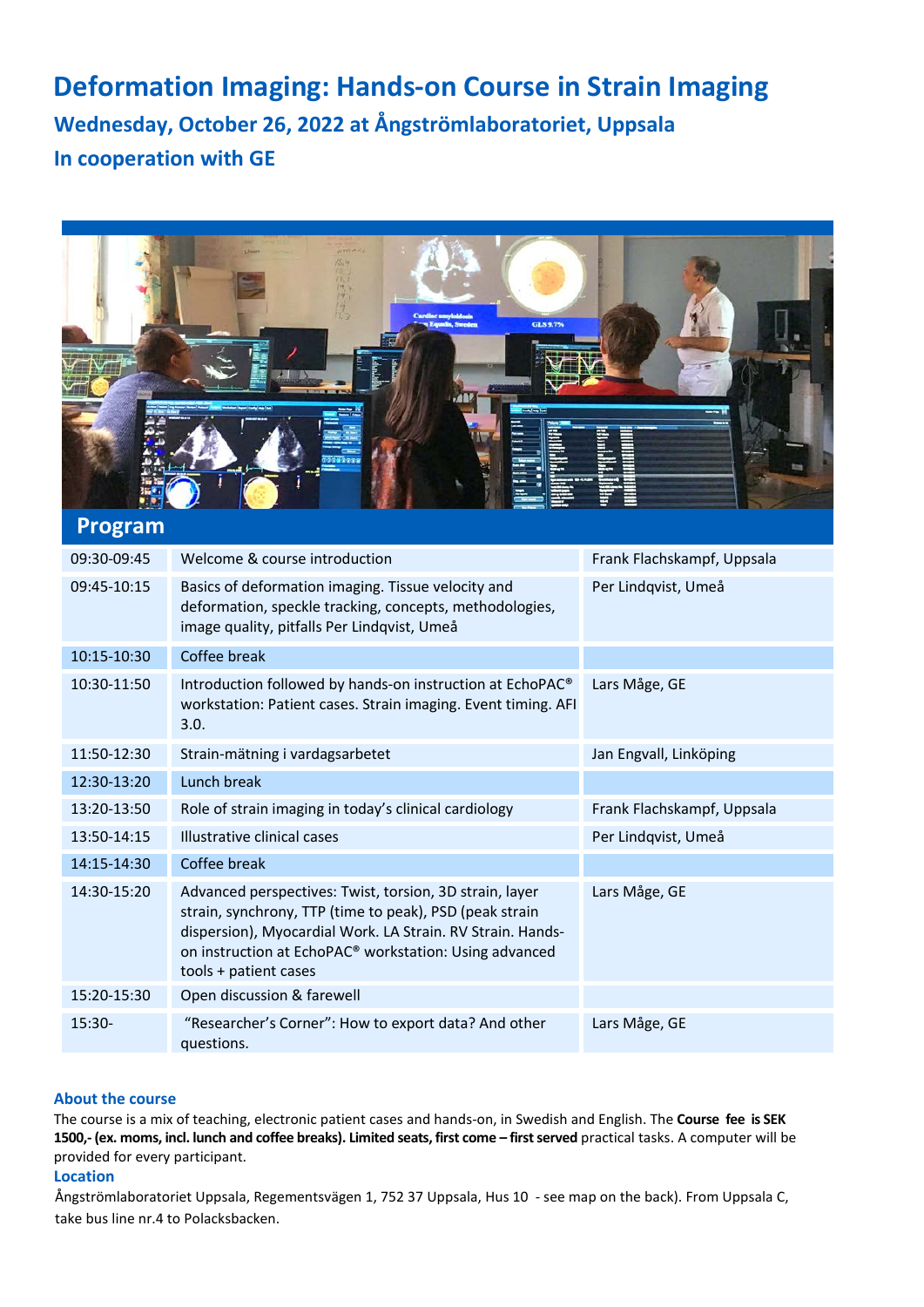# Deformation Imaging: Hands-on Course in Strain Imaging

## Wednesday, October 26, 2022 at Ångströmlaboratoriet, Uppsala

## In cooperation with GE

## Program

| | | |
|---|---|---|
| 09:30-09:45 | Welcome & course introduction | Frank Flachskampf, Uppsala |
| 09:45-10:15 | Basics of deformation imaging. Tissue velocity and deformation, speckle tracking, concepts, methodologies, image quality, pitfalls Per Lindqvist, Umeå | Per Lindqvist, Umeå |
| 10:15-10:30 | Coffee break | |
| 10:30-11:50 | Introduction followed by hands-on instruction at EchoPAC® workstation: Patient cases. Strain imaging. Event timing. AFI 3.0. | Lars Måge, GE |
| 11:50-12:30 | Strain-mätning i vardagsarbetet | Jan Engvall, Linköping |
| 12:30-13:20 | Lunch break | |
| 13:20-13:50 | Role of strain imaging in today's clinical cardiology | Frank Flachskampf, Uppsala |
| 13:50-14:15 | Illustrative clinical cases | Per Lindqvist, Umeå |
| 14:15-14:30 | Coffee break | |
| 14:30-15:20 | Advanced perspectives: Twist, torsion, 3D strain, layer strain, synchrony, TTP (time to peak), PSD (peak strain dispersion), Myocardial Work. LA Strain. RV Strain. Hands-on instruction at EchoPAC® workstation: Using advanced tools + patient cases | Lars Måge, GE |
| 15:20-15:30 | Open discussion & farewell | |
| 15:30- | "Researcher's Corner": How to export data? And other questions. | Lars Måge, GE |

### About the course

The course is a mix of teaching, electronic patient cases and hands-on, in Swedish and English. The **Course fee is SEK 1500,- (ex. moms, incl. lunch and coffee breaks). Limited seats, first come – first served** practical tasks. A computer will be provided for every participant.

### Location

Ångströmlaboratoriet Uppsala, Regementsvägen 1, 752 37 Uppsala, Hus 10 - see map on the back). From Uppsala C, take bus line nr.4 to Polacksbacken.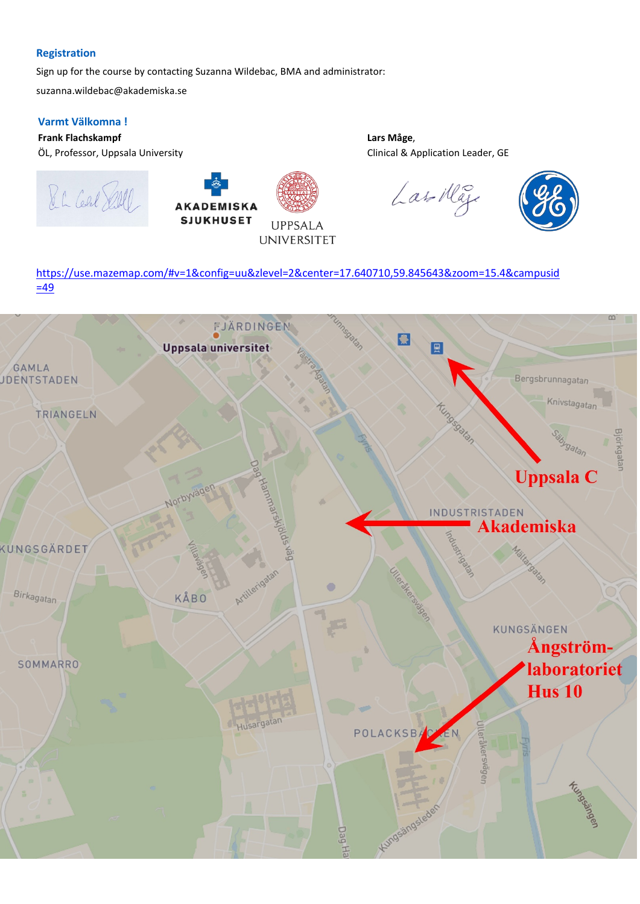## Registration

Sign up for the course by contacting Suzanna Wildebac, BMA and administrator:

suzanna.wildebac@akademiska.se

## Varmt Välkomna !

**Frank Flachskampf**
ÖL, Professor, Uppsala University

**Lars Måge**,
Clinical & Application Leader, GE

AKADEMISKA SJUKHUSET

UPPSALA UNIVERSITET

https://use.mazemap.com/#v=1&config=uu&zlevel=2&center=17.640710,59.845643&zoom=15.4&campusid=49

Uppsala C

Akademiska

Ångström-laboratoriet Hus 10